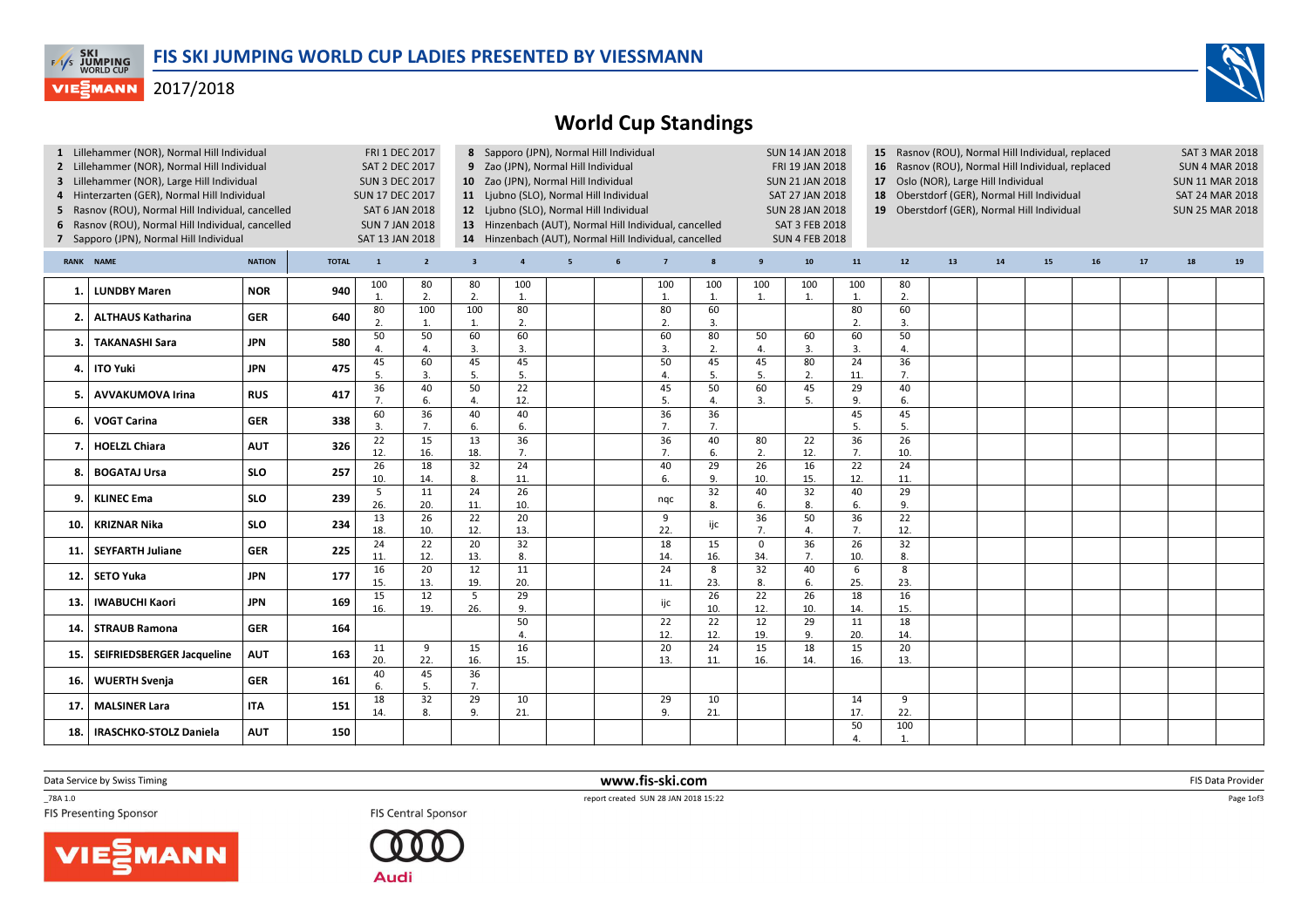# FIS SKI JUMPING WORLD CUP LADIES PRESENTED BY VIESSMANN

2017/2018

## World Cup Standings

1 Lillehammer (NOR), Normal Hill Individual — FRI 1 DEC 2017
2 Lillehammer (NOR), Normal Hill Individual — SAT 2 DEC 2017
3 Lillehammer (NOR), Large Hill Individual — SUN 3 DEC 2017
4 Hinterzarten (GER), Normal Hill Individual — SUN 17 DEC 2017
5 Rasnov (ROU), Normal Hill Individual, cancelled — SAT 6 JAN 2018
6 Rasnov (ROU), Normal Hill Individual, cancelled — SUN 7 JAN 2018
7 Sapporo (JPN), Normal Hill Individual — SAT 13 JAN 2018
8 Sapporo (JPN), Normal Hill Individual — SUN 14 JAN 2018
9 Zao (JPN), Normal Hill Individual — FRI 19 JAN 2018
10 Zao (JPN), Normal Hill Individual — SUN 21 JAN 2018
11 Ljubno (SLO), Normal Hill Individual — SAT 27 JAN 2018
12 Ljubno (SLO), Normal Hill Individual — SUN 28 JAN 2018
13 Hinzenbach (AUT), Normal Hill Individual, cancelled — SAT 3 FEB 2018
14 Hinzenbach (AUT), Normal Hill Individual, cancelled — SUN 4 FEB 2018
15 Rasnov (ROU), Normal Hill Individual, replaced — SAT 3 MAR 2018
16 Rasnov (ROU), Normal Hill Individual, replaced — SUN 4 MAR 2018
17 Oslo (NOR), Large Hill Individual — SUN 11 MAR 2018
18 Oberstdorf (GER), Normal Hill Individual — SAT 24 MAR 2018
19 Oberstdorf (GER), Normal Hill Individual — SUN 25 MAR 2018

| RANK | NAME | NATION | TOTAL | 1 | 2 | 3 | 4 | 5 | 6 | 7 | 8 | 9 | 10 | 11 | 12 | 13 | 14 | 15 | 16 | 17 | 18 | 19 |
|---|---|---|---|---|---|---|---|---|---|---|---|---|---|---|---|---|---|---|---|---|---|---|
| 1. | LUNDBY Maren | NOR | 940 | 100 1. | 80 2. | 80 2. | 100 1. | | | 100 1. | 100 1. | 100 1. | 100 1. | 100 1. | 80 2. | | | | | | | |
| 2. | ALTHAUS Katharina | GER | 640 | 80 2. | 100 1. | 100 1. | 80 2. | | | 80 2. | 60 3. | | | 80 2. | 60 3. | | | | | | | |
| 3. | TAKANASHI Sara | JPN | 580 | 50 4. | 50 4. | 60 3. | 60 3. | | | 60 3. | 80 2. | 50 4. | 60 3. | 60 3. | 50 4. | | | | | | | |
| 4. | ITO Yuki | JPN | 475 | 45 5. | 60 3. | 45 5. | 45 5. | | | 50 4. | 45 5. | 45 5. | 80 2. | 24 11. | 36 7. | | | | | | | |
| 5. | AVVAKUMOVA Irina | RUS | 417 | 36 7. | 40 6. | 50 4. | 22 12. | | | 45 5. | 50 4. | 60 3. | 45 5. | 29 9. | 40 6. | | | | | | | |
| 6. | VOGT Carina | GER | 338 | 60 3. | 36 7. | 40 6. | 40 6. | | | 36 7. | 36 7. | | | 45 5. | 45 5. | | | | | | | |
| 7. | HOELZL Chiara | AUT | 326 | 22 12. | 15 16. | 13 18. | 36 7. | | | 36 7. | 40 6. | 80 2. | 22 12. | 36 7. | 26 10. | | | | | | | |
| 8. | BOGATAJ Ursa | SLO | 257 | 26 10. | 18 14. | 32 8. | 24 11. | | | 40 6. | 29 9. | 26 10. | 16 15. | 22 12. | 24 11. | | | | | | | |
| 9. | KLINEC Ema | SLO | 239 | 5 26. | 11 20. | 24 11. | 26 10. | | | nqc | 32 8. | 40 6. | 32 8. | 40 6. | 29 9. | | | | | | | |
| 10. | KRIZNAR Nika | SLO | 234 | 13 18. | 26 10. | 22 12. | 20 13. | | | 9 22. | ijc | 36 7. | 50 4. | 36 7. | 22 12. | | | | | | | |
| 11. | SEYFARTH Juliane | GER | 225 | 24 11. | 22 12. | 20 13. | 32 8. | | | 18 14. | 15 16. | 0 34. | 36 7. | 26 10. | 32 8. | | | | | | | |
| 12. | SETO Yuka | JPN | 177 | 16 15. | 20 13. | 12 19. | 11 20. | | | 24 11. | 8 23. | 32 8. | 40 6. | 6 25. | 8 23. | | | | | | | |
| 13. | IWABUCHI Kaori | JPN | 169 | 15 16. | 12 19. | 5 26. | 29 9. | | | ijc | 26 10. | 22 12. | 26 10. | 18 14. | 16 15. | | | | | | | |
| 14. | STRAUB Ramona | GER | 164 | | | | 50 4. | | | 22 12. | 22 12. | 12 19. | 29 9. | 11 20. | 18 14. | | | | | | | |
| 15. | SEIFRIEDSBERGER Jacqueline | AUT | 163 | 11 20. | 9 22. | 15 16. | 16 15. | | | 20 13. | 24 11. | 15 16. | 18 14. | 15 16. | 20 13. | | | | | | | |
| 16. | WUERTH Svenja | GER | 161 | 40 6. | 45 5. | 36 7. | | | | | | | | | | | | | | | | |
| 17. | MALSINER Lara | ITA | 151 | 18 14. | 32 8. | 29 9. | 10 21. | | | 29 9. | 10 21. | | | 14 17. | 9 22. | | | | | | | |
| 18. | IRASCHKO-STOLZ Daniela | AUT | 150 | | | | | | | | | | | 50 4. | 100 1. | | | | | | | |

Data Service by Swiss Timing — www.fis-ski.com — FIS Data Provider

_78A 1.0 — report created SUN 28 JAN 2018 15:22

FIS Presenting Sponsor — FIS Central Sponsor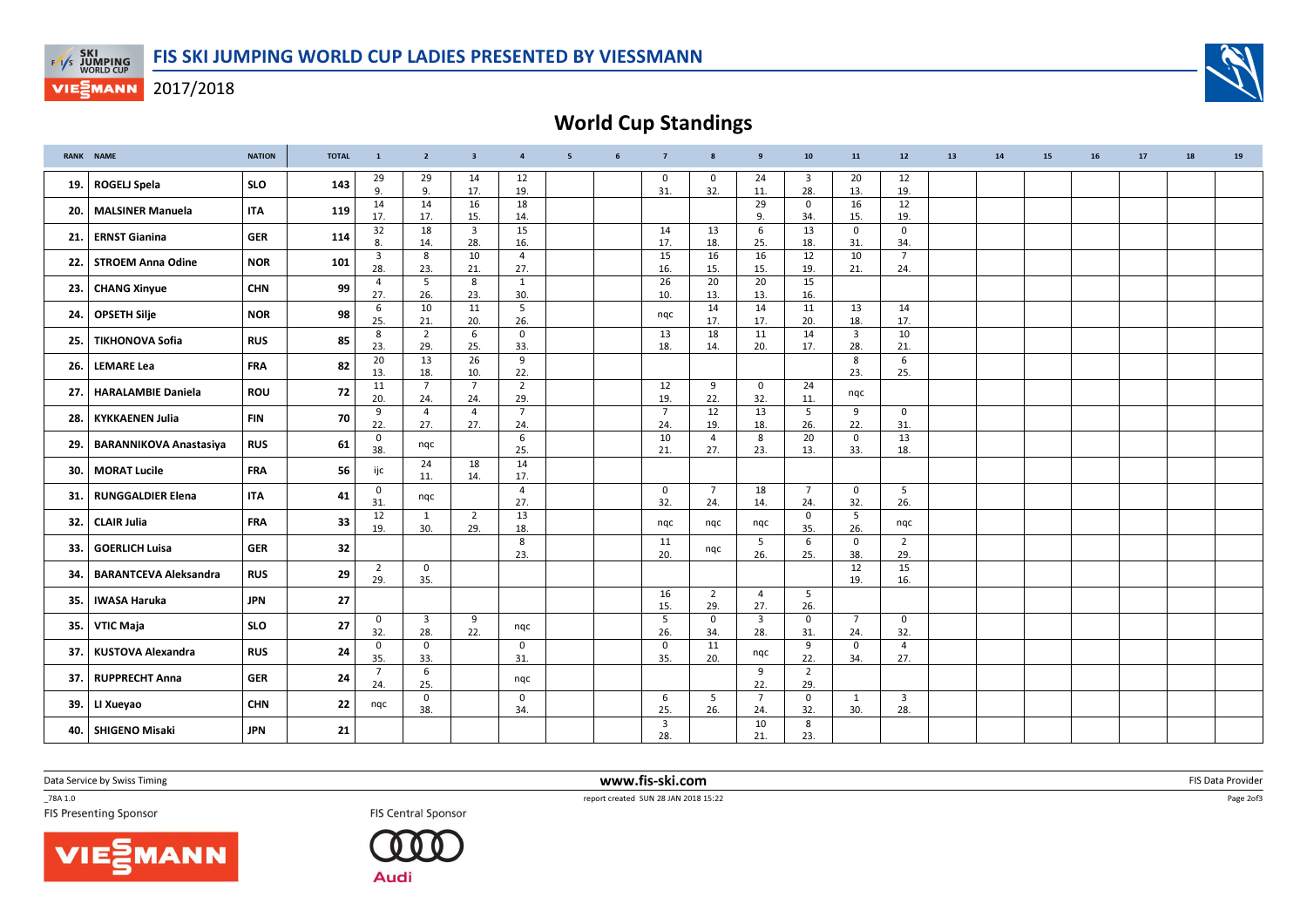# FIS SKI JUMPING WORLD CUP LADIES PRESENTED BY VIESSMANN

2017/2018

## World Cup Standings

| RANK | NAME | NATION | TOTAL | 1 | 2 | 3 | 4 | 5 | 6 | 7 | 8 | 9 | 10 | 11 | 12 | 13 | 14 | 15 | 16 | 17 | 18 | 19 |
|---|---|---|---|---|---|---|---|---|---|---|---|---|---|---|---|---|---|---|---|---|---|---|
| 19. | ROGELJ Spela | SLO | 143 | 29 9. | 29 9. | 14 17. | 12 19. | | | 0 31. | 0 32. | 24 11. | 3 28. | 20 13. | 12 19. | | | | | | | |
| 20. | MALSINER Manuela | ITA | 119 | 14 17. | 14 17. | 16 15. | 18 14. | | | | | 29 9. | 0 34. | 16 15. | 12 19. | | | | | | | |
| 21. | ERNST Gianina | GER | 114 | 32 8. | 18 14. | 3 28. | 15 16. | | | 14 17. | 13 18. | 6 25. | 13 18. | 0 31. | 0 34. | | | | | | | |
| 22. | STROEM Anna Odine | NOR | 101 | 3 28. | 8 23. | 10 21. | 4 27. | | | 15 16. | 16 15. | 16 15. | 12 19. | 10 21. | 7 24. | | | | | | | |
| 23. | CHANG Xinyue | CHN | 99 | 4 27. | 5 26. | 8 23. | 1 30. | | | 26 10. | 20 13. | 20 13. | 15 16. | | | | | | | | | |
| 24. | OPSETH Silje | NOR | 98 | 6 25. | 10 21. | 11 20. | 5 26. | | | nqc | 14 17. | 14 17. | 11 20. | 13 18. | 14 17. | | | | | | | |
| 25. | TIKHONOVA Sofia | RUS | 85 | 8 23. | 2 29. | 6 25. | 0 33. | | | 13 18. | 18 14. | 11 20. | 14 17. | 3 28. | 10 21. | | | | | | | |
| 26. | LEMARE Lea | FRA | 82 | 20 13. | 13 18. | 26 10. | 9 22. | | | | | | | 8 23. | 6 25. | | | | | | | |
| 27. | HARALAMBIE Daniela | ROU | 72 | 11 20. | 7 24. | 7 24. | 2 29. | | | 12 19. | 9 22. | 0 32. | 24 11. | nqc | | | | | | | | |
| 28. | KYKKAENEN Julia | FIN | 70 | 9 22. | 4 27. | 4 27. | 7 24. | | | 7 24. | 12 19. | 13 18. | 5 26. | 9 22. | 0 31. | | | | | | | |
| 29. | BARANNIKOVA Anastasiya | RUS | 61 | 0 38. | nqc | | 6 25. | | | 10 21. | 4 27. | 8 23. | 20 13. | 0 33. | 13 18. | | | | | | | |
| 30. | MORAT Lucile | FRA | 56 | ijc | 24 11. | 18 14. | 14 17. | | | | | | | | | | | | | | | |
| 31. | RUNGGALDIER Elena | ITA | 41 | 0 31. | nqc | | 4 27. | | | 0 32. | 7 24. | 18 14. | 7 24. | 0 32. | 5 26. | | | | | | | |
| 32. | CLAIR Julia | FRA | 33 | 12 19. | 1 30. | 2 29. | 13 18. | | | nqc | nqc | nqc | 0 35. | 5 26. | nqc | | | | | | | |
| 33. | GOERLICH Luisa | GER | 32 | | | | 8 23. | | | 11 20. | nqc | 5 26. | 6 25. | 0 38. | 2 29. | | | | | | | |
| 34. | BARANTCEVA Aleksandra | RUS | 29 | 2 29. | 0 35. | | | | | | | | | 12 19. | 15 16. | | | | | | | |
| 35. | IWASA Haruka | JPN | 27 | | | | | | | 16 15. | 2 29. | 4 27. | 5 26. | | | | | | | | | |
| 35. | VTIC Maja | SLO | 27 | 0 32. | 3 28. | 9 22. | nqc | | | 5 26. | 0 34. | 3 28. | 0 31. | 7 24. | 0 32. | | | | | | | |
| 37. | KUSTOVA Alexandra | RUS | 24 | 0 35. | 0 33. | | 0 31. | | | 0 35. | 11 20. | nqc | 9 22. | 0 34. | 4 27. | | | | | | | |
| 37. | RUPPRECHT Anna | GER | 24 | 7 24. | 6 25. | | nqc | | | | | 9 22. | 2 29. | | | | | | | | | |
| 39. | LI Xueyao | CHN | 22 | nqc | 0 38. | | 0 34. | | | 6 25. | 5 26. | 7 24. | 0 32. | 1 30. | 3 28. | | | | | | | |
| 40. | SHIGENO Misaki | JPN | 21 | | | | | | | 3 28. | | 10 21. | 8 23. | | | | | | | | | |

Data Service by Swiss Timing | www.fis-ski.com | FIS Data Provider

_78A 1.0 | report created SUN 28 JAN 2018 15:22

FIS Presenting Sponsor | FIS Central Sponsor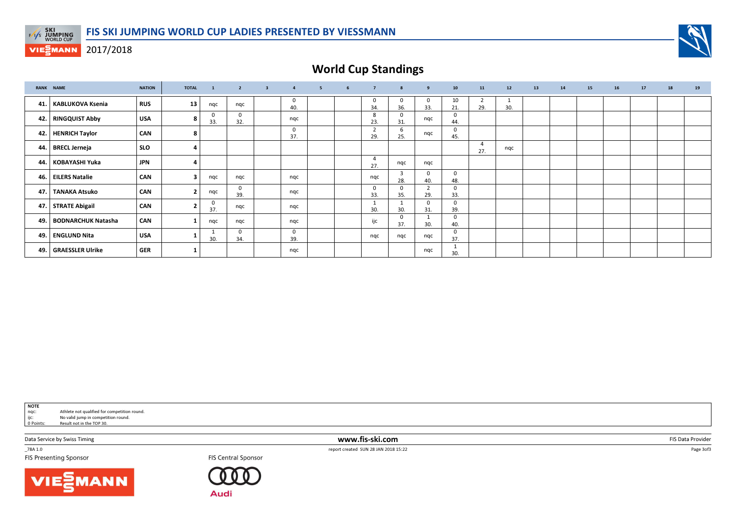# FIS SKI JUMPING WORLD CUP LADIES PRESENTED BY VIESSMANN

2017/2018

## World Cup Standings

| RANK | NAME | NATION | TOTAL | 1 | 2 | 3 | 4 | 5 | 6 | 7 | 8 | 9 | 10 | 11 | 12 | 13 | 14 | 15 | 16 | 17 | 18 | 19 |
|---|---|---|---|---|---|---|---|---|---|---|---|---|---|---|---|---|---|---|---|---|---|---|
| 41. | KABLUKOVA Ksenia | RUS | 13 | nqc | nqc | | 0 40. | | | 0 34. | 0 36. | 0 33. | 10 21. | 2 29. | 1 30. | | | | | | | |
| 42. | RINGQUIST Abby | USA | 8 | 0 33. | 0 32. | | nqc | | | 8 23. | 0 31. | nqc | 0 44. | | | | | | | | | |
| 42. | HENRICH Taylor | CAN | 8 | | | | 0 37. | | | 2 29. | 6 25. | nqc | 0 45. | | | | | | | | | |
| 44. | BRECL Jerneja | SLO | 4 | | | | | | | | | | | 4 27. | nqc | | | | | | | |
| 44. | KOBAYASHI Yuka | JPN | 4 | | | | | | | 4 27. | nqc | nqc | | | | | | | | | | |
| 46. | EILERS Natalie | CAN | 3 | nqc | nqc | | nqc | | | nqc | 3 28. | 0 40. | 0 48. | | | | | | | | | |
| 47. | TANAKA Atsuko | CAN | 2 | nqc | 0 39. | | nqc | | | 0 33. | 0 35. | 2 29. | 0 33. | | | | | | | | | |
| 47. | STRATE Abigail | CAN | 2 | 0 37. | nqc | | nqc | | | 1 30. | 1 30. | 0 31. | 0 39. | | | | | | | | | |
| 49. | BODNARCHUK Natasha | CAN | 1 | nqc | nqc | | nqc | | | ijc | 0 37. | 1 30. | 0 40. | | | | | | | | | |
| 49. | ENGLUND Nita | USA | 1 | 1 30. | 0 34. | | 0 39. | | | nqc | nqc | nqc | 0 37. | | | | | | | | | |
| 49. | GRAESSLER Ulrike | GER | 1 | | | | nqc | | | | | nqc | 1 30. | | | | | | | | | |

**NOTE**

nqc: Athlete not qualified for competition round.
ijc: No valid jump in competition round.
0 Points: Result not in the TOP 30.

Data Service by Swiss Timing — www.fis-ski.com — FIS Data Provider

_78A 1.0 — report created SUN 28 JAN 2018 15:22

FIS Presenting Sponsor — FIS Central Sponsor